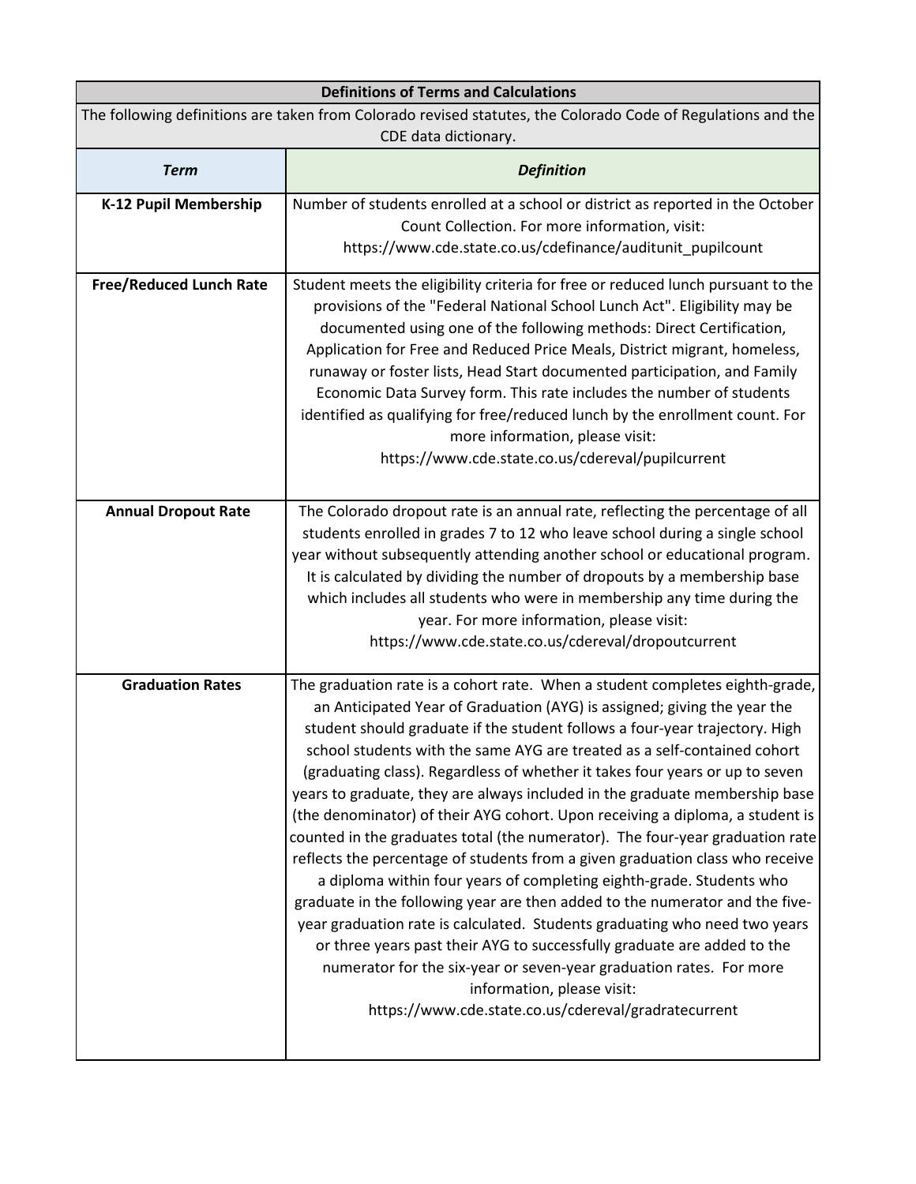| Definitions of Terms and Calculations | |
|---|---|
| The following definitions are taken from Colorado revised statutes, the Colorado Code of Regulations and the CDE data dictionary. | |
| ***Term*** | ***Definition*** |
| **K-12 Pupil Membership** | Number of students enrolled at a school or district as reported in the October Count Collection. For more information, visit: https://www.cde.state.co.us/cdefinance/auditunit_pupilcount |
| **Free/Reduced Lunch Rate** | Student meets the eligibility criteria for free or reduced lunch pursuant to the provisions of the "Federal National School Lunch Act". Eligibility may be documented using one of the following methods: Direct Certification, Application for Free and Reduced Price Meals, District migrant, homeless, runaway or foster lists, Head Start documented participation, and Family Economic Data Survey form. This rate includes the number of students identified as qualifying for free/reduced lunch by the enrollment count. For more information, please visit: https://www.cde.state.co.us/cdereval/pupilcurrent |
| **Annual Dropout Rate** | The Colorado dropout rate is an annual rate, reflecting the percentage of all students enrolled in grades 7 to 12 who leave school during a single school year without subsequently attending another school or educational program. It is calculated by dividing the number of dropouts by a membership base which includes all students who were in membership any time during the year. For more information, please visit: https://www.cde.state.co.us/cdereval/dropoutcurrent |
| **Graduation Rates** | The graduation rate is a cohort rate. When a student completes eighth-grade, an Anticipated Year of Graduation (AYG) is assigned; giving the year the student should graduate if the student follows a four-year trajectory. High school students with the same AYG are treated as a self-contained cohort (graduating class). Regardless of whether it takes four years or up to seven years to graduate, they are always included in the graduate membership base (the denominator) of their AYG cohort. Upon receiving a diploma, a student is counted in the graduates total (the numerator). The four-year graduation rate reflects the percentage of students from a given graduation class who receive a diploma within four years of completing eighth-grade. Students who graduate in the following year are then added to the numerator and the five-year graduation rate is calculated. Students graduating who need two years or three years past their AYG to successfully graduate are added to the numerator for the six-year or seven-year graduation rates. For more information, please visit: https://www.cde.state.co.us/cdereval/gradratecurrent |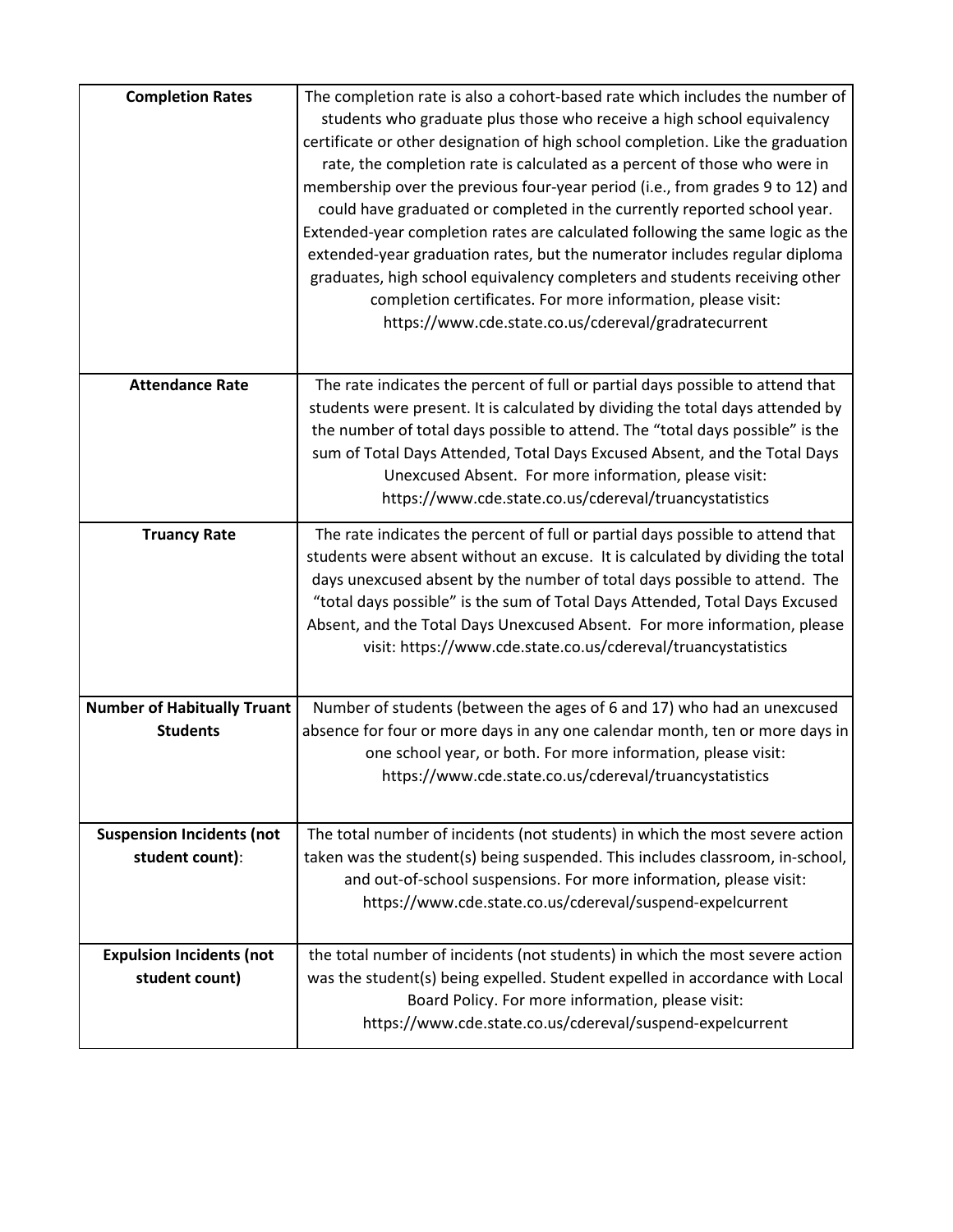| | |
|---|---|
| **Completion Rates** | The completion rate is also a cohort-based rate which includes the number of students who graduate plus those who receive a high school equivalency certificate or other designation of high school completion. Like the graduation rate, the completion rate is calculated as a percent of those who were in membership over the previous four-year period (i.e., from grades 9 to 12) and could have graduated or completed in the currently reported school year. Extended-year completion rates are calculated following the same logic as the extended-year graduation rates, but the numerator includes regular diploma graduates, high school equivalency completers and students receiving other completion certificates. For more information, please visit: https://www.cde.state.co.us/cdereval/gradratecurrent |
| **Attendance Rate** | The rate indicates the percent of full or partial days possible to attend that students were present. It is calculated by dividing the total days attended by the number of total days possible to attend. The "total days possible" is the sum of Total Days Attended, Total Days Excused Absent, and the Total Days Unexcused Absent. For more information, please visit: https://www.cde.state.co.us/cdereval/truancystatistics |
| **Truancy Rate** | The rate indicates the percent of full or partial days possible to attend that students were absent without an excuse. It is calculated by dividing the total days unexcused absent by the number of total days possible to attend. The "total days possible" is the sum of Total Days Attended, Total Days Excused Absent, and the Total Days Unexcused Absent. For more information, please visit: https://www.cde.state.co.us/cdereval/truancystatistics |
| **Number of Habitually Truant Students** | Number of students (between the ages of 6 and 17) who had an unexcused absence for four or more days in any one calendar month, ten or more days in one school year, or both. For more information, please visit: https://www.cde.state.co.us/cdereval/truancystatistics |
| **Suspension Incidents (not student count)**: | The total number of incidents (not students) in which the most severe action taken was the student(s) being suspended. This includes classroom, in-school, and out-of-school suspensions. For more information, please visit: https://www.cde.state.co.us/cdereval/suspend-expelcurrent |
| **Expulsion Incidents (not student count)** | the total number of incidents (not students) in which the most severe action was the student(s) being expelled. Student expelled in accordance with Local Board Policy. For more information, please visit: https://www.cde.state.co.us/cdereval/suspend-expelcurrent |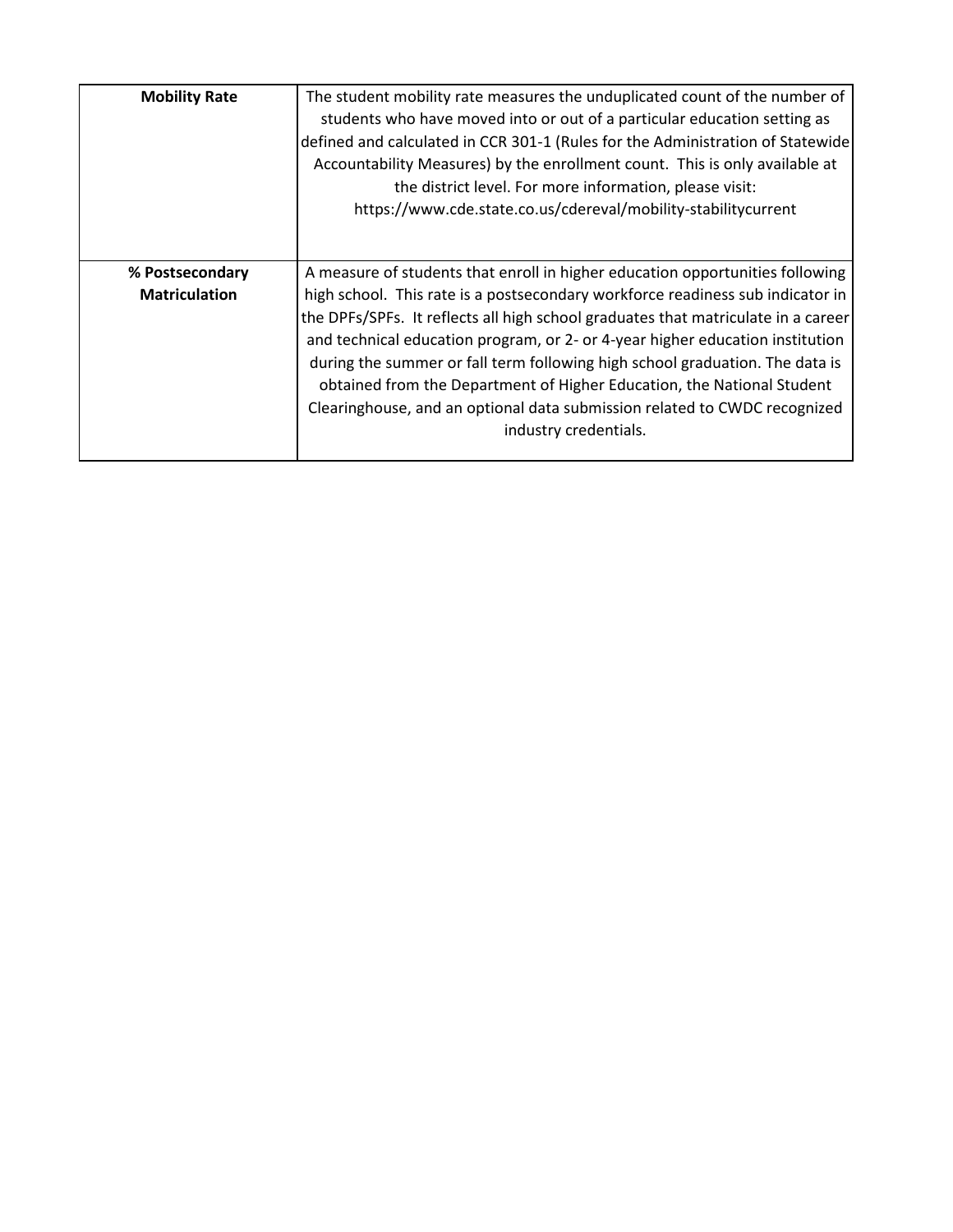| | |
|---|---|
| **Mobility Rate** | The student mobility rate measures the unduplicated count of the number of students who have moved into or out of a particular education setting as defined and calculated in CCR 301-1 (Rules for the Administration of Statewide Accountability Measures) by the enrollment count. This is only available at the district level. For more information, please visit: https://www.cde.state.co.us/cdereval/mobility-stabilitycurrent |
| **% Postsecondary Matriculation** | A measure of students that enroll in higher education opportunities following high school. This rate is a postsecondary workforce readiness sub indicator in the DPFs/SPFs. It reflects all high school graduates that matriculate in a career and technical education program, or 2- or 4-year higher education institution during the summer or fall term following high school graduation. The data is obtained from the Department of Higher Education, the National Student Clearinghouse, and an optional data submission related to CWDC recognized industry credentials. |